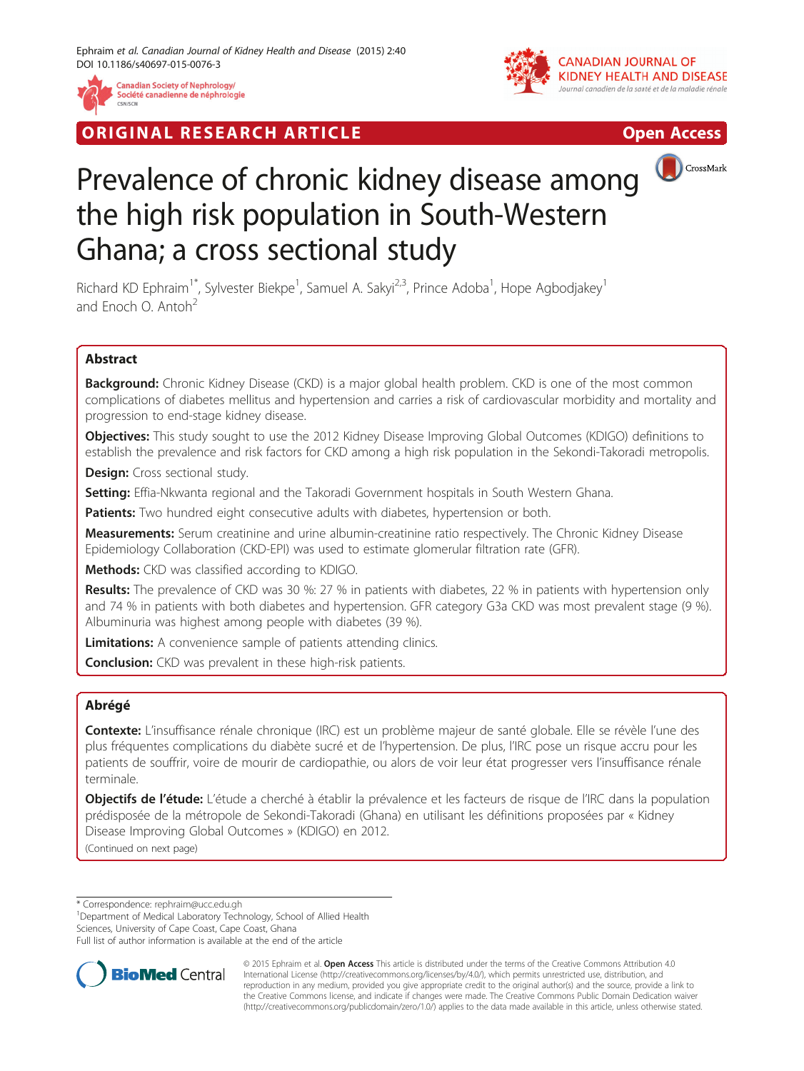ORIGINAL RESEARCH ARTICLE

Open Access

# Prevalence of chronic kidney disease among the high risk population in South-Western Ghana; a cross sectional study

Richard KD Ephraim[1*], Sylvester Biekpe[1], Samuel A. Sakyi[2,3], Prince Adoba[1], Hope Agbodjakey[1] and Enoch O. Antoh[2]

## Abstract

**Background:** Chronic Kidney Disease (CKD) is a major global health problem. CKD is one of the most common complications of diabetes mellitus and hypertension and carries a risk of cardiovascular morbidity and mortality and progression to end-stage kidney disease.

**Objectives:** This study sought to use the 2012 Kidney Disease Improving Global Outcomes (KDIGO) definitions to establish the prevalence and risk factors for CKD among a high risk population in the Sekondi-Takoradi metropolis.

**Design:** Cross sectional study.

**Setting:** Effia-Nkwanta regional and the Takoradi Government hospitals in South Western Ghana.

**Patients:** Two hundred eight consecutive adults with diabetes, hypertension or both.

**Measurements:** Serum creatinine and urine albumin-creatinine ratio respectively. The Chronic Kidney Disease Epidemiology Collaboration (CKD-EPI) was used to estimate glomerular filtration rate (GFR).

**Methods:** CKD was classified according to KDIGO.

**Results:** The prevalence of CKD was 30 %: 27 % in patients with diabetes, 22 % in patients with hypertension only and 74 % in patients with both diabetes and hypertension. GFR category G3a CKD was most prevalent stage (9 %). Albuminuria was highest among people with diabetes (39 %).

**Limitations:** A convenience sample of patients attending clinics.

**Conclusion:** CKD was prevalent in these high-risk patients.

## Abrégé

**Contexte:** L'insuffisance rénale chronique (IRC) est un problème majeur de santé globale. Elle se révèle l'une des plus fréquentes complications du diabète sucré et de l'hypertension. De plus, l'IRC pose un risque accru pour les patients de souffrir, voire de mourir de cardiopathie, ou alors de voir leur état progresser vers l'insuffisance rénale terminale.

**Objectifs de l'étude:** L'étude a cherché à établir la prévalence et les facteurs de risque de l'IRC dans la population prédisposée de la métropole de Sekondi-Takoradi (Ghana) en utilisant les définitions proposées par « Kidney Disease Improving Global Outcomes » (KDIGO) en 2012.

(Continued on next page)

* Correspondence: rephraim@ucc.edu.gh
[1]Department of Medical Laboratory Technology, School of Allied Health Sciences, University of Cape Coast, Cape Coast, Ghana
Full list of author information is available at the end of the article

© 2015 Ephraim et al. **Open Access** This article is distributed under the terms of the Creative Commons Attribution 4.0 International License (http://creativecommons.org/licenses/by/4.0/), which permits unrestricted use, distribution, and reproduction in any medium, provided you give appropriate credit to the original author(s) and the source, provide a link to the Creative Commons license, and indicate if changes were made. The Creative Commons Public Domain Dedication waiver (http://creativecommons.org/publicdomain/zero/1.0/) applies to the data made available in this article, unless otherwise stated.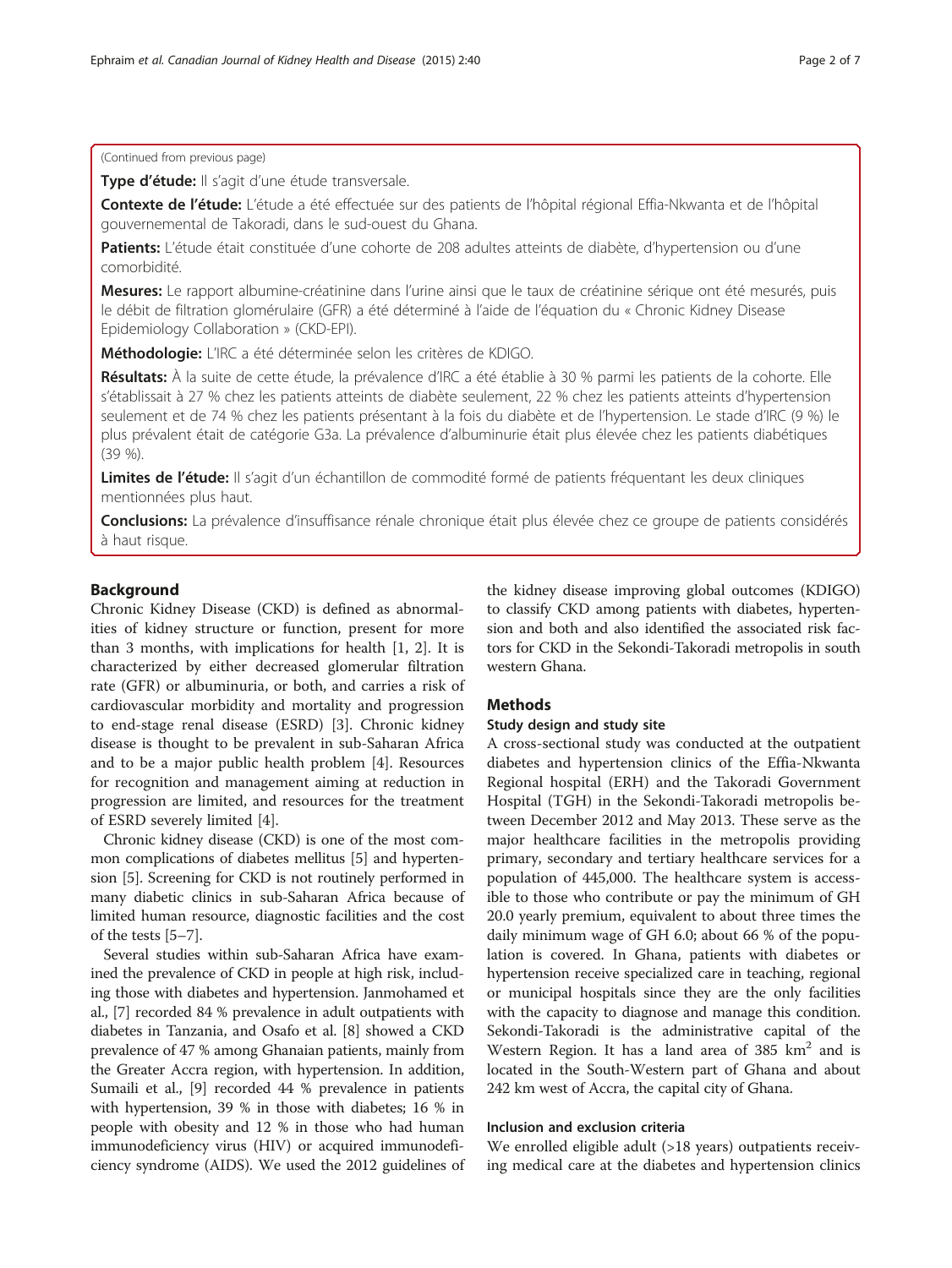(Continued from previous page)

**Type d'étude:** Il s'agit d'une étude transversale.

**Contexte de l'étude:** L'étude a été effectuée sur des patients de l'hôpital régional Effia-Nkwanta et de l'hôpital gouvernemental de Takoradi, dans le sud-ouest du Ghana.

**Patients:** L'étude était constituée d'une cohorte de 208 adultes atteints de diabète, d'hypertension ou d'une comorbidité.

**Mesures:** Le rapport albumine-créatinine dans l'urine ainsi que le taux de créatinine sérique ont été mesurés, puis le débit de filtration glomérulaire (GFR) a été déterminé à l'aide de l'équation du « Chronic Kidney Disease Epidemiology Collaboration » (CKD-EPI).

**Méthodologie:** L'IRC a été déterminée selon les critères de KDIGO.

**Résultats:** À la suite de cette étude, la prévalence d'IRC a été établie à 30 % parmi les patients de la cohorte. Elle s'établissait à 27 % chez les patients atteints de diabète seulement, 22 % chez les patients atteints d'hypertension seulement et de 74 % chez les patients présentant à la fois du diabète et de l'hypertension. Le stade d'IRC (9 %) le plus prévalent était de catégorie G3a. La prévalence d'albuminurie était plus élevée chez les patients diabétiques (39 %).

**Limites de l'étude:** Il s'agit d'un échantillon de commodité formé de patients fréquentant les deux cliniques mentionnées plus haut.

**Conclusions:** La prévalence d'insuffisance rénale chronique était plus élevée chez ce groupe de patients considérés à haut risque.

## Background

Chronic Kidney Disease (CKD) is defined as abnormalities of kidney structure or function, present for more than 3 months, with implications for health [1, 2]. It is characterized by either decreased glomerular filtration rate (GFR) or albuminuria, or both, and carries a risk of cardiovascular morbidity and mortality and progression to end-stage renal disease (ESRD) [3]. Chronic kidney disease is thought to be prevalent in sub-Saharan Africa and to be a major public health problem [4]. Resources for recognition and management aiming at reduction in progression are limited, and resources for the treatment of ESRD severely limited [4].

Chronic kidney disease (CKD) is one of the most common complications of diabetes mellitus [5] and hypertension [5]. Screening for CKD is not routinely performed in many diabetic clinics in sub-Saharan Africa because of limited human resource, diagnostic facilities and the cost of the tests [5–7].

Several studies within sub-Saharan Africa have examined the prevalence of CKD in people at high risk, including those with diabetes and hypertension. Janmohamed et al., [7] recorded 84 % prevalence in adult outpatients with diabetes in Tanzania, and Osafo et al. [8] showed a CKD prevalence of 47 % among Ghanaian patients, mainly from the Greater Accra region, with hypertension. In addition, Sumaili et al., [9] recorded 44 % prevalence in patients with hypertension, 39 % in those with diabetes; 16 % in people with obesity and 12 % in those who had human immunodeficiency virus (HIV) or acquired immunodeficiency syndrome (AIDS). We used the 2012 guidelines of the kidney disease improving global outcomes (KDIGO) to classify CKD among patients with diabetes, hypertension and both and also identified the associated risk factors for CKD in the Sekondi-Takoradi metropolis in south western Ghana.

## Methods

### Study design and study site

A cross-sectional study was conducted at the outpatient diabetes and hypertension clinics of the Effia-Nkwanta Regional hospital (ERH) and the Takoradi Government Hospital (TGH) in the Sekondi-Takoradi metropolis between December 2012 and May 2013. These serve as the major healthcare facilities in the metropolis providing primary, secondary and tertiary healthcare services for a population of 445,000. The healthcare system is accessible to those who contribute or pay the minimum of GH 20.0 yearly premium, equivalent to about three times the daily minimum wage of GH 6.0; about 66 % of the population is covered. In Ghana, patients with diabetes or hypertension receive specialized care in teaching, regional or municipal hospitals since they are the only facilities with the capacity to diagnose and manage this condition. Sekondi-Takoradi is the administrative capital of the Western Region. It has a land area of 385 $km^2$ and is located in the South-Western part of Ghana and about 242 km west of Accra, the capital city of Ghana.

### Inclusion and exclusion criteria

We enrolled eligible adult (>18 years) outpatients receiving medical care at the diabetes and hypertension clinics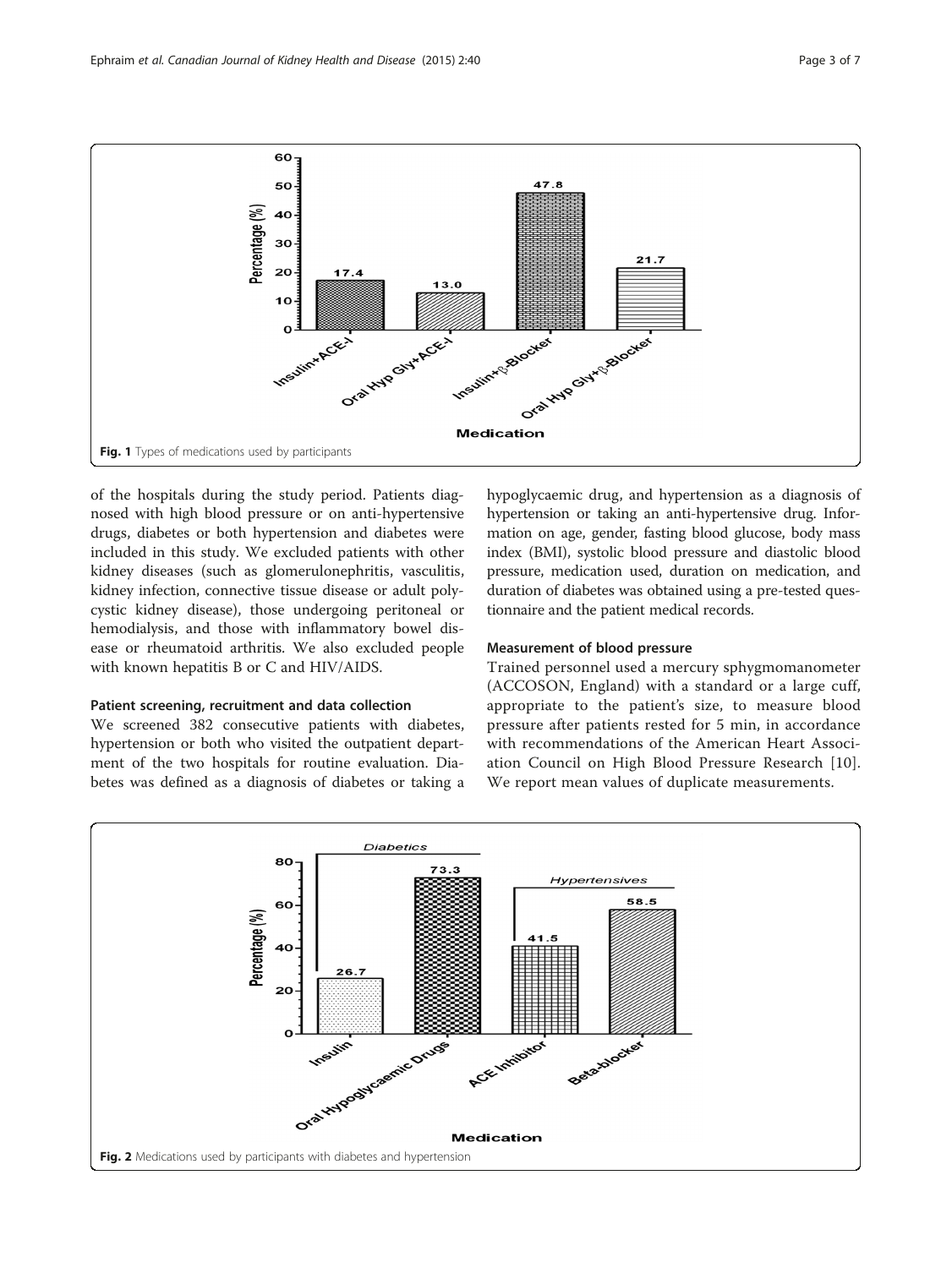Fig. 1 Types of medications used by participants

of the hospitals during the study period. Patients diagnosed with high blood pressure or on anti-hypertensive drugs, diabetes or both hypertension and diabetes were included in this study. We excluded patients with other kidney diseases (such as glomerulonephritis, vasculitis, kidney infection, connective tissue disease or adult polycystic kidney disease), those undergoing peritoneal or hemodialysis, and those with inflammatory bowel disease or rheumatoid arthritis. We also excluded people with known hepatitis B or C and HIV/AIDS.

### Patient screening, recruitment and data collection

We screened 382 consecutive patients with diabetes, hypertension or both who visited the outpatient department of the two hospitals for routine evaluation. Diabetes was defined as a diagnosis of diabetes or taking a hypoglycaemic drug, and hypertension as a diagnosis of hypertension or taking an anti-hypertensive drug. Information on age, gender, fasting blood glucose, body mass index (BMI), systolic blood pressure and diastolic blood pressure, medication used, duration on medication, and duration of diabetes was obtained using a pre-tested questionnaire and the patient medical records.

### Measurement of blood pressure

Trained personnel used a mercury sphygmomanometer (ACCOSON, England) with a standard or a large cuff, appropriate to the patient's size, to measure blood pressure after patients rested for 5 min, in accordance with recommendations of the American Heart Association Council on High Blood Pressure Research [10]. We report mean values of duplicate measurements.

Fig. 2 Medications used by participants with diabetes and hypertension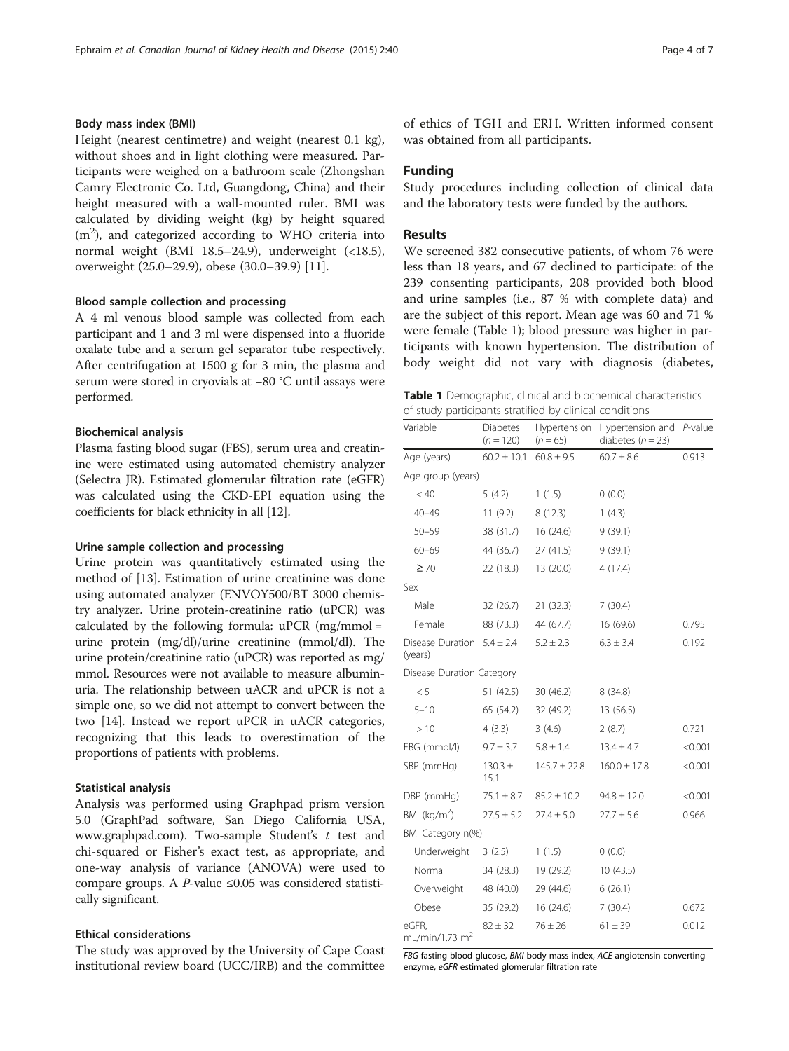#### Body mass index (BMI)

Height (nearest centimetre) and weight (nearest 0.1 kg), without shoes and in light clothing were measured. Participants were weighed on a bathroom scale (Zhongshan Camry Electronic Co. Ltd, Guangdong, China) and their height measured with a wall-mounted ruler. BMI was calculated by dividing weight (kg) by height squared ($m^2$), and categorized according to WHO criteria into normal weight (BMI 18.5–24.9), underweight (<18.5), overweight (25.0–29.9), obese (30.0–39.9) [11].

#### Blood sample collection and processing

A 4 ml venous blood sample was collected from each participant and 1 and 3 ml were dispensed into a fluoride oxalate tube and a serum gel separator tube respectively. After centrifugation at 1500 g for 3 min, the plasma and serum were stored in cryovials at −80 °C until assays were performed.

#### Biochemical analysis

Plasma fasting blood sugar (FBS), serum urea and creatinine were estimated using automated chemistry analyzer (Selectra JR). Estimated glomerular filtration rate (eGFR) was calculated using the CKD-EPI equation using the coefficients for black ethnicity in all [12].

#### Urine sample collection and processing

Urine protein was quantitatively estimated using the method of [13]. Estimation of urine creatinine was done using automated analyzer (ENVOY500/BT 3000 chemistry analyzer. Urine protein-creatinine ratio (uPCR) was calculated by the following formula: uPCR (mg/mmol = urine protein (mg/dl)/urine creatinine (mmol/dl). The urine protein/creatinine ratio (uPCR) was reported as mg/mmol. Resources were not available to measure albuminuria. The relationship between uACR and uPCR is not a simple one, so we did not attempt to convert between the two [14]. Instead we report uPCR in uACR categories, recognizing that this leads to overestimation of the proportions of patients with problems.

#### Statistical analysis

Analysis was performed using Graphpad prism version 5.0 (GraphPad software, San Diego California USA, www.graphpad.com). Two-sample Student's $t$ test and chi-squared or Fisher's exact test, as appropriate, and one-way analysis of variance (ANOVA) were used to compare groups. A $P$-value ≤0.05 was considered statistically significant.

#### Ethical considerations

The study was approved by the University of Cape Coast institutional review board (UCC/IRB) and the committee of ethics of TGH and ERH. Written informed consent was obtained from all participants.

## Funding

Study procedures including collection of clinical data and the laboratory tests were funded by the authors.

## Results

We screened 382 consecutive patients, of whom 76 were less than 18 years, and 67 declined to participate: of the 239 consenting participants, 208 provided both blood and urine samples (i.e., 87 % with complete data) and are the subject of this report. Mean age was 60 and 71 % were female (Table 1); blood pressure was higher in participants with known hypertension. The distribution of body weight did not vary with diagnosis (diabetes,

**Table 1** Demographic, clinical and biochemical characteristics of study participants stratified by clinical conditions

| Variable | Diabetes ($n = 120$) | Hypertension ($n = 65$) | Hypertension and diabetes ($n = 23$) | $P$-value |
|---|---|---|---|---|
| Age (years) | 60.2 ± 10.1 | 60.8 ± 9.5 | 60.7 ± 8.6 | 0.913 |
| Age group (years) | | | | |
| < 40 | 5 (4.2) | 1 (1.5) | 0 (0.0) | |
| 40–49 | 11 (9.2) | 8 (12.3) | 1 (4.3) | |
| 50–59 | 38 (31.7) | 16 (24.6) | 9 (39.1) | |
| 60–69 | 44 (36.7) | 27 (41.5) | 9 (39.1) | |
| ≥ 70 | 22 (18.3) | 13 (20.0) | 4 (17.4) | |
| Sex | | | | |
| Male | 32 (26.7) | 21 (32.3) | 7 (30.4) | |
| Female | 88 (73.3) | 44 (67.7) | 16 (69.6) | 0.795 |
| Disease Duration (years) | 5.4 ± 2.4 | 5.2 ± 2.3 | 6.3 ± 3.4 | 0.192 |
| Disease Duration Category | | | | |
| < 5 | 51 (42.5) | 30 (46.2) | 8 (34.8) | |
| 5–10 | 65 (54.2) | 32 (49.2) | 13 (56.5) | |
| > 10 | 4 (3.3) | 3 (4.6) | 2 (8.7) | 0.721 |
| FBG (mmol/l) | 9.7 ± 3.7 | 5.8 ± 1.4 | 13.4 ± 4.7 | <0.001 |
| SBP (mmHg) | 130.3 ± 15.1 | 145.7 ± 22.8 | 160.0 ± 17.8 | <0.001 |
| DBP (mmHg) | 75.1 ± 8.7 | 85.2 ± 10.2 | 94.8 ± 12.0 | <0.001 |
| BMI (kg/$m^2$) | 27.5 ± 5.2 | 27.4 ± 5.0 | 27.7 ± 5.6 | 0.966 |
| BMI Category n(%) | | | | |
| Underweight | 3 (2.5) | 1 (1.5) | 0 (0.0) | |
| Normal | 34 (28.3) | 19 (29.2) | 10 (43.5) | |
| Overweight | 48 (40.0) | 29 (44.6) | 6 (26.1) | |
| Obese | 35 (29.2) | 16 (24.6) | 7 (30.4) | 0.672 |
| eGFR, mL/min/1.73 $m^2$ | 82 ± 32 | 76 ± 26 | 61 ± 39 | 0.012 |

*FBG* fasting blood glucose, *BMI* body mass index, *ACE* angiotensin converting enzyme, *eGFR* estimated glomerular filtration rate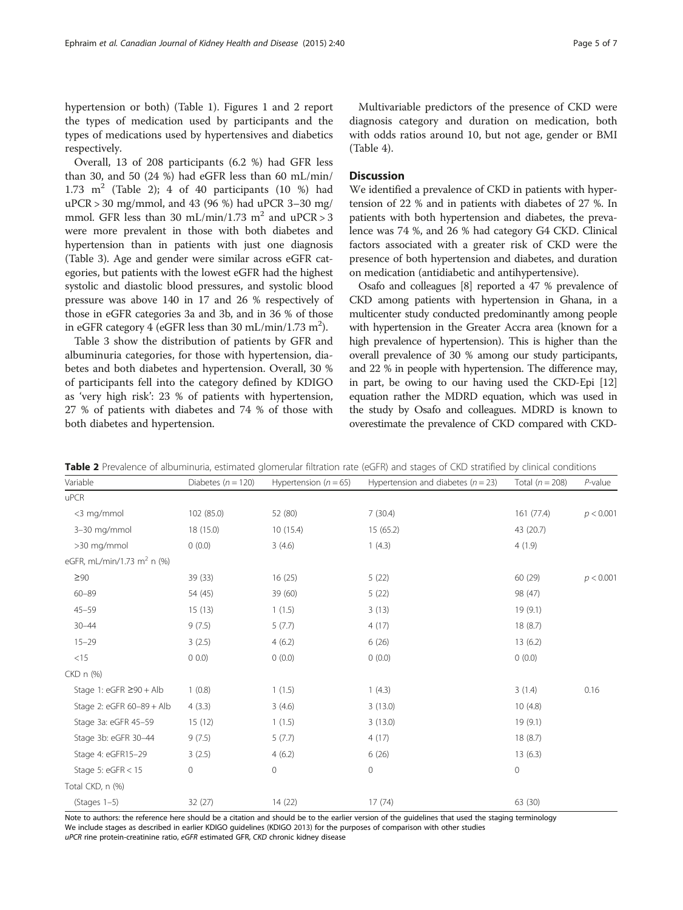hypertension or both) (Table 1). Figures 1 and 2 report the types of medication used by participants and the types of medications used by hypertensives and diabetics respectively.

Overall, 13 of 208 participants (6.2 %) had GFR less than 30, and 50 (24 %) had eGFR less than 60 mL/min/1.73 $m^2$ (Table 2); 4 of 40 participants (10 %) had uPCR > 30 mg/mmol, and 43 (96 %) had uPCR 3–30 mg/mmol. GFR less than 30 mL/min/1.73 $m^2$ and uPCR > 3 were more prevalent in those with both diabetes and hypertension than in patients with just one diagnosis (Table 3). Age and gender were similar across eGFR categories, but patients with the lowest eGFR had the highest systolic and diastolic blood pressures, and systolic blood pressure was above 140 in 17 and 26 % respectively of those in eGFR categories 3a and 3b, and in 36 % of those in eGFR category 4 (eGFR less than 30 mL/min/1.73 $m^2$).

Table 3 show the distribution of patients by GFR and albuminuria categories, for those with hypertension, diabetes and both diabetes and hypertension. Overall, 30 % of participants fell into the category defined by KDIGO as 'very high risk': 23 % of patients with hypertension, 27 % of patients with diabetes and 74 % of those with both diabetes and hypertension.

Multivariable predictors of the presence of CKD were diagnosis category and duration on medication, both with odds ratios around 10, but not age, gender or BMI (Table 4).

## Discussion

We identified a prevalence of CKD in patients with hypertension of 22 % and in patients with diabetes of 27 %. In patients with both hypertension and diabetes, the prevalence was 74 %, and 26 % had category G4 CKD. Clinical factors associated with a greater risk of CKD were the presence of both hypertension and diabetes, and duration on medication (antidiabetic and antihypertensive).

Osafo and colleagues [8] reported a 47 % prevalence of CKD among patients with hypertension in Ghana, in a multicenter study conducted predominantly among people with hypertension in the Greater Accra area (known for a high prevalence of hypertension). This is higher than the overall prevalence of 30 % among our study participants, and 22 % in people with hypertension. The difference may, in part, be owing to our having used the CKD-Epi [12] equation rather the MDRD equation, which was used in the study by Osafo and colleagues. MDRD is known to overestimate the prevalence of CKD compared with CKD-

**Table 2** Prevalence of albuminuria, estimated glomerular filtration rate (eGFR) and stages of CKD stratified by clinical conditions

| Variable | Diabetes ($n = 120$) | Hypertension ($n = 65$) | Hypertension and diabetes ($n = 23$) | Total ($n = 208$) | *P*-value |
|---|---|---|---|---|---|
| uPCR | | | | | |
| <3 mg/mmol | 102 (85.0) | 52 (80) | 7 (30.4) | 161 (77.4) | $p < 0.001$ |
| 3–30 mg/mmol | 18 (15.0) | 10 (15.4) | 15 (65.2) | 43 (20.7) | |
| >30 mg/mmol | 0 (0.0) | 3 (4.6) | 1 (4.3) | 4 (1.9) | |
| eGFR, mL/min/1.73 $m^2$ n (%) | | | | | |
| ≥90 | 39 (33) | 16 (25) | 5 (22) | 60 (29) | $p < 0.001$ |
| 60–89 | 54 (45) | 39 (60) | 5 (22) | 98 (47) | |
| 45–59 | 15 (13) | 1 (1.5) | 3 (13) | 19 (9.1) | |
| 30–44 | 9 (7.5) | 5 (7.7) | 4 (17) | 18 (8.7) | |
| 15–29 | 3 (2.5) | 4 (6.2) | 6 (26) | 13 (6.2) | |
| <15 | 0 0.0) | 0 (0.0) | 0 (0.0) | 0 (0.0) | |
| CKD n (%) | | | | | |
| Stage 1: eGFR ≥90 + Alb | 1 (0.8) | 1 (1.5) | 1 (4.3) | 3 (1.4) | 0.16 |
| Stage 2: eGFR 60–89 + Alb | 4 (3.3) | 3 (4.6) | 3 (13.0) | 10 (4.8) | |
| Stage 3a: eGFR 45–59 | 15 (12) | 1 (1.5) | 3 (13.0) | 19 (9.1) | |
| Stage 3b: eGFR 30–44 | 9 (7.5) | 5 (7.7) | 4 (17) | 18 (8.7) | |
| Stage 4: eGFR15–29 | 3 (2.5) | 4 (6.2) | 6 (26) | 13 (6.3) | |
| Stage 5: eGFR < 15 | 0 | 0 | 0 | 0 | |
| Total CKD, n (%) | | | | | |
| (Stages 1–5) | 32 (27) | 14 (22) | 17 (74) | 63 (30) | |

Note to authors: the reference here should be a citation and should be to the earlier version of the guidelines that used the staging terminology
We include stages as described in earlier KDIGO guidelines (KDIGO 2013) for the purposes of comparison with other studies
*uPCR* rine protein-creatinine ratio, *eGFR* estimated GFR, *CKD* chronic kidney disease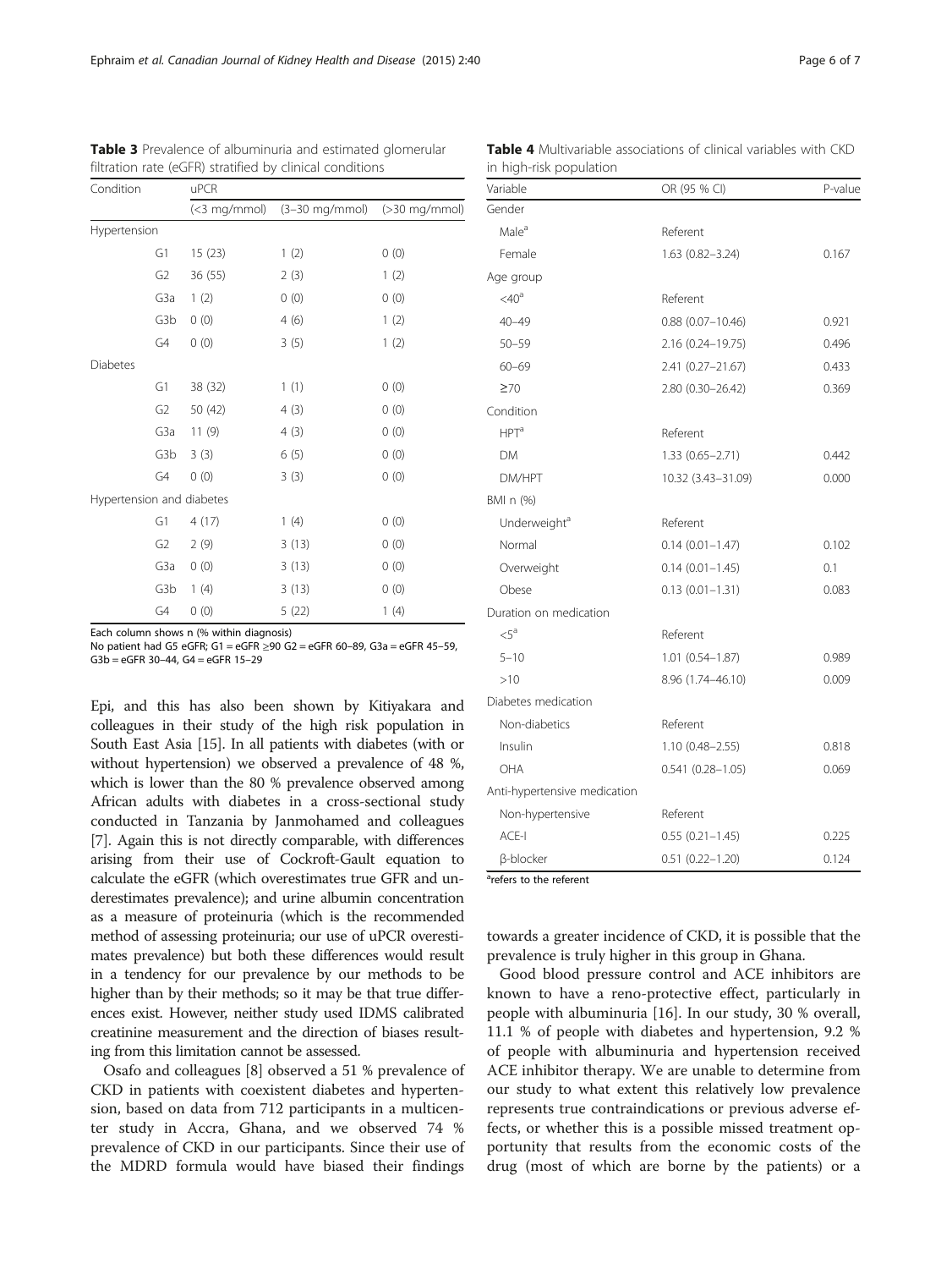**Table 3** Prevalence of albuminuria and estimated glomerular filtration rate (eGFR) stratified by clinical conditions

| Condition | | uPCR | | |
|---|---|---|---|---|
| | | (<3 mg/mmol) | (3–30 mg/mmol) | (>30 mg/mmol) |
| Hypertension | | | | |
| | G1 | 15 (23) | 1 (2) | 0 (0) |
| | G2 | 36 (55) | 2 (3) | 1 (2) |
| | G3a | 1 (2) | 0 (0) | 0 (0) |
| | G3b | 0 (0) | 4 (6) | 1 (2) |
| | G4 | 0 (0) | 3 (5) | 1 (2) |
| Diabetes | | | | |
| | G1 | 38 (32) | 1 (1) | 0 (0) |
| | G2 | 50 (42) | 4 (3) | 0 (0) |
| | G3a | 11 (9) | 4 (3) | 0 (0) |
| | G3b | 3 (3) | 6 (5) | 0 (0) |
| | G4 | 0 (0) | 3 (3) | 0 (0) |
| Hypertension and diabetes | | | | |
| | G1 | 4 (17) | 1 (4) | 0 (0) |
| | G2 | 2 (9) | 3 (13) | 0 (0) |
| | G3a | 0 (0) | 3 (13) | 0 (0) |
| | G3b | 1 (4) | 3 (13) | 0 (0) |
| | G4 | 0 (0) | 5 (22) | 1 (4) |

Each column shows n (% within diagnosis)
No patient had G5 eGFR; G1 = eGFR ≥90 G2 = eGFR 60–89, G3a = eGFR 45–59, G3b = eGFR 30–44, G4 = eGFR 15–29

**Table 4** Multivariable associations of clinical variables with CKD in high-risk population

| Variable | OR (95 % CI) | P-value |
|---|---|---|
| Gender | | |
| Male[a] | Referent | |
| Female | 1.63 (0.82–3.24) | 0.167 |
| Age group | | |
| <40[a] | Referent | |
| 40–49 | 0.88 (0.07–10.46) | 0.921 |
| 50–59 | 2.16 (0.24–19.75) | 0.496 |
| 60–69 | 2.41 (0.27–21.67) | 0.433 |
| ≥70 | 2.80 (0.30–26.42) | 0.369 |
| Condition | | |
| HPT[a] | Referent | |
| DM | 1.33 (0.65–2.71) | 0.442 |
| DM/HPT | 10.32 (3.43–31.09) | 0.000 |
| BMI n (%) | | |
| Underweight[a] | Referent | |
| Normal | 0.14 (0.01–1.47) | 0.102 |
| Overweight | 0.14 (0.01–1.45) | 0.1 |
| Obese | 0.13 (0.01–1.31) | 0.083 |
| Duration on medication | | |
| <5[a] | Referent | |
| 5–10 | 1.01 (0.54–1.87) | 0.989 |
| >10 | 8.96 (1.74–46.10) | 0.009 |
| Diabetes medication | | |
| Non-diabetics | Referent | |
| Insulin | 1.10 (0.48–2.55) | 0.818 |
| OHA | 0.541 (0.28–1.05) | 0.069 |
| Anti-hypertensive medication | | |
| Non-hypertensive | Referent | |
| ACE-I | 0.55 (0.21–1.45) | 0.225 |
| β-blocker | 0.51 (0.22–1.20) | 0.124 |

[a]refers to the referent

Epi, and this has also been shown by Kitiyakara and colleagues in their study of the high risk population in South East Asia [15]. In all patients with diabetes (with or without hypertension) we observed a prevalence of 48 %, which is lower than the 80 % prevalence observed among African adults with diabetes in a cross-sectional study conducted in Tanzania by Janmohamed and colleagues [7]. Again this is not directly comparable, with differences arising from their use of Cockroft-Gault equation to calculate the eGFR (which overestimates true GFR and underestimates prevalence); and urine albumin concentration as a measure of proteinuria (which is the recommended method of assessing proteinuria; our use of uPCR overestimates prevalence) but both these differences would result in a tendency for our prevalence by our methods to be higher than by their methods; so it may be that true differences exist. However, neither study used IDMS calibrated creatinine measurement and the direction of biases resulting from this limitation cannot be assessed.

Osafo and colleagues [8] observed a 51 % prevalence of CKD in patients with coexistent diabetes and hypertension, based on data from 712 participants in a multicenter study in Accra, Ghana, and we observed 74 % prevalence of CKD in our participants. Since their use of the MDRD formula would have biased their findings towards a greater incidence of CKD, it is possible that the prevalence is truly higher in this group in Ghana.

Good blood pressure control and ACE inhibitors are known to have a reno-protective effect, particularly in people with albuminuria [16]. In our study, 30 % overall, 11.1 % of people with diabetes and hypertension, 9.2 % of people with albuminuria and hypertension received ACE inhibitor therapy. We are unable to determine from our study to what extent this relatively low prevalence represents true contraindications or previous adverse effects, or whether this is a possible missed treatment opportunity that results from the economic costs of the drug (most of which are borne by the patients) or a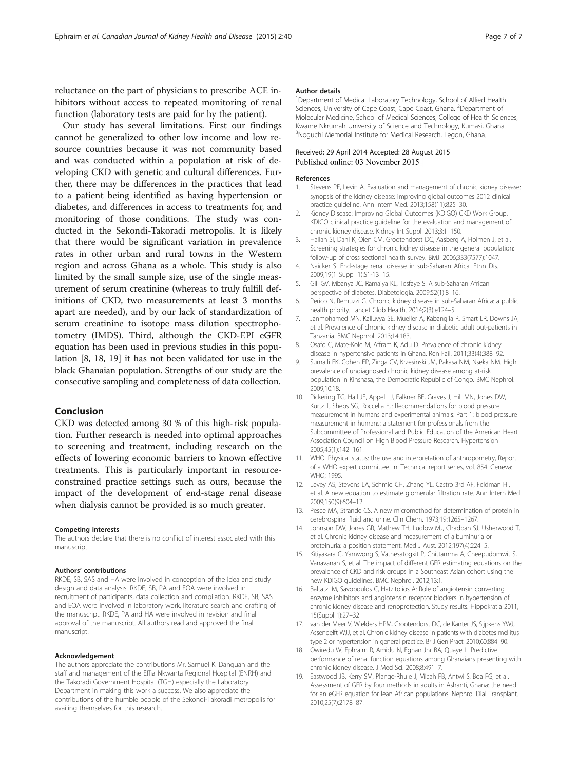reluctance on the part of physicians to prescribe ACE inhibitors without access to repeated monitoring of renal function (laboratory tests are paid for by the patient).

Our study has several limitations. First our findings cannot be generalized to other low income and low resource countries because it was not community based and was conducted within a population at risk of developing CKD with genetic and cultural differences. Further, there may be differences in the practices that lead to a patient being identified as having hypertension or diabetes, and differences in access to treatments for, and monitoring of those conditions. The study was conducted in the Sekondi-Takoradi metropolis. It is likely that there would be significant variation in prevalence rates in other urban and rural towns in the Western region and across Ghana as a whole. This study is also limited by the small sample size, use of the single measurement of serum creatinine (whereas to truly fulfill definitions of CKD, two measurements at least 3 months apart are needed), and by our lack of standardization of serum creatinine to isotope mass dilution spectrophotometry (IMDS). Third, although the CKD-EPI eGFR equation has been used in previous studies in this population [8, 18, 19] it has not been validated for use in the black Ghanaian population. Strengths of our study are the consecutive sampling and completeness of data collection.

## Conclusion

CKD was detected among 30 % of this high-risk population. Further research is needed into optimal approaches to screening and treatment, including research on the effects of lowering economic barriers to known effective treatments. This is particularly important in resource-constrained practice settings such as ours, because the impact of the development of end-stage renal disease when dialysis cannot be provided is so much greater.

#### Competing interests

The authors declare that there is no conflict of interest associated with this manuscript.

#### Authors' contributions

RKDE, SB, SAS and HA were involved in conception of the idea and study design and data analysis. RKDE, SB, PA and EOA were involved in recruitment of participants, data collection and compilation. RKDE, SB, SAS and EOA were involved in laboratory work, literature search and drafting of the manuscript. RKDE, PA and HA were involved in revision and final approval of the manuscript. All authors read and approved the final manuscript.

#### Acknowledgement

The authors appreciate the contributions Mr. Samuel K. Danquah and the staff and management of the Effia Nkwanta Regional Hospital (ENRH) and the Takoradi Government Hospital (TGH) especially the Laboratory Department in making this work a success. We also appreciate the contributions of the humble people of the Sekondi-Takoradi metropolis for availing themselves for this research.

#### Author details

[1]Department of Medical Laboratory Technology, School of Allied Health Sciences, University of Cape Coast, Cape Coast, Ghana. [2]Department of Molecular Medicine, School of Medical Sciences, College of Health Sciences, Kwame Nkrumah University of Science and Technology, Kumasi, Ghana. [3]Noguchi Memorial Institute for Medical Research, Legon, Ghana.

Received: 29 April 2014 Accepted: 28 August 2015
Published online: 03 November 2015

#### References

1. Stevens PE, Levin A. Evaluation and management of chronic kidney disease: synopsis of the kidney disease: improving global outcomes 2012 clinical practice guideline. Ann Intern Med. 2013;158(11):825–30.
2. Kidney Disease: Improving Global Outcomes (KDIGO) CKD Work Group. KDIGO clinical practice guideline for the evaluation and management of chronic kidney disease. Kidney Int Suppl. 2013;3:1–150.
3. Hallan SI, Dahl K, Oien CM, Grootendorst DC, Aasberg A, Holmen J, et al. Screening strategies for chronic kidney disease in the general population: follow-up of cross sectional health survey. BMJ. 2006;333(7577):1047.
4. Naicker S. End-stage renal disease in sub-Saharan Africa. Ethn Dis. 2009;19(1 Suppl 1):S1-13–15.
5. Gill GV, Mbanya JC, Ramaiya KL, Tesfaye S. A sub-Saharan African perspective of diabetes. Diabetologia. 2009;52(1):8–16.
6. Perico N, Remuzzi G. Chronic kidney disease in sub-Saharan Africa: a public health priority. Lancet Glob Health. 2014;2(3):e124–5.
7. Janmohamed MN, Kalluvya SE, Mueller A, Kabangila R, Smart LR, Downs JA, et al. Prevalence of chronic kidney disease in diabetic adult out-patients in Tanzania. BMC Nephrol. 2013;14:183.
8. Osafo C, Mate-Kole M, Affram K, Adu D. Prevalence of chronic kidney disease in hypertensive patients in Ghana. Ren Fail. 2011;33(4):388–92.
9. Sumaili EK, Cohen EP, Zinga CV, Krzesinski JM, Pakasa NM, Nseka NM. High prevalence of undiagnosed chronic kidney disease among at-risk population in Kinshasa, the Democratic Republic of Congo. BMC Nephrol. 2009;10:18.
10. Pickering TG, Hall JE, Appel LJ, Falkner BE, Graves J, Hill MN, Jones DW, Kurtz T, Sheps SG, Roccella EJ: Recommendations for blood pressure measurement in humans and experimental animals: Part 1: blood pressure measurement in humans: a statement for professionals from the Subcommittee of Professional and Public Education of the American Heart Association Council on High Blood Pressure Research. Hypertension 2005;45(1):142–161.
11. WHO. Physical status: the use and interpretation of anthropometry, Report of a WHO expert committee. In: Technical report series, vol. 854. Geneva: WHO; 1995.
12. Levey AS, Stevens LA, Schmid CH, Zhang YL, Castro 3rd AF, Feldman HI, et al. A new equation to estimate glomerular filtration rate. Ann Intern Med. 2009;150(9):604–12.
13. Pesce MA, Strande CS. A new micromethod for determination of protein in cerebrospinal fluid and urine. Clin Chem. 1973;19:1265–1267.
14. Johnson DW, Jones GR, Mathew TH, Ludlow MJ, Chadban SJ, Usherwood T, et al. Chronic kidney disease and measurement of albuminuria or proteinuria: a position statement. Med J Aust. 2012;197(4):224–5.
15. Kitiyakara C, Yamwong S, Vathesatogkit P, Chittamma A, Cheepudomwit S, Vanavanan S, et al. The impact of different GFR estimating equations on the prevalence of CKD and risk groups in a Southeast Asian cohort using the new KDIGO guidelines. BMC Nephrol. 2012;13:1.
16. Baltatzi M, Savopoulos C, Hatzitolios A: Role of angiotensin converting enzyme inhibitors and angiotensin receptor blockers in hypertension of chronic kidney disease and renoprotection. Study results. Hippokratia 2011, 15(Suppl 1):27–32
17. van der Meer V, Wielders HPM, Grootendorst DC, de Kanter JS, Sijpkens YWJ, Assendelft WJJ, et al. Chronic kidney disease in patients with diabetes mellitus type 2 or hypertension in general practice. Br J Gen Pract. 2010;60:884–90.
18. Owiredu W, Ephraim R, Amidu N, Eghan Jnr BA, Quaye L. Predictive performance of renal function equations among Ghanaians presenting with chronic kidney disease. J Med Sci. 2008;8:491–7.
19. Eastwood JB, Kerry SM, Plange-Rhule J, Micah FB, Antwi S, Boa FG, et al. Assessment of GFR by four methods in adults in Ashanti, Ghana: the need for an eGFR equation for lean African populations. Nephrol Dial Transplant. 2010;25(7):2178–87.